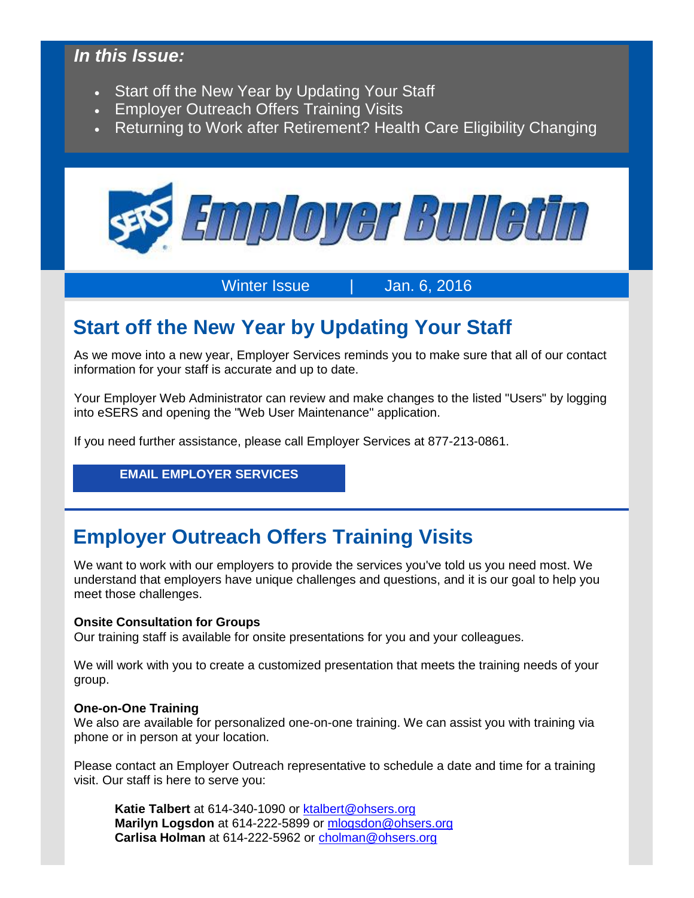***In this Issue:***

- Start off the New Year by Updating Your Staff
- Employer Outreach Offers Training Visits
- Returning to Work after Retirement? Health Care Eligibility Changing

# Employer Bulletin

Winter Issue | Jan. 6, 2016

## Start off the New Year by Updating Your Staff

As we move into a new year, Employer Services reminds you to make sure that all of our contact information for your staff is accurate and up to date.

Your Employer Web Administrator can review and make changes to the listed "Users" by logging into eSERS and opening the "Web User Maintenance" application.

If you need further assistance, please call Employer Services at 877-213-0861.

**EMAIL EMPLOYER SERVICES**

## Employer Outreach Offers Training Visits

We want to work with our employers to provide the services you've told us you need most. We understand that employers have unique challenges and questions, and it is our goal to help you meet those challenges.

**Onsite Consultation for Groups**
Our training staff is available for onsite presentations for you and your colleagues.

We will work with you to create a customized presentation that meets the training needs of your group.

**One-on-One Training**
We also are available for personalized one-on-one training. We can assist you with training via phone or in person at your location.

Please contact an Employer Outreach representative to schedule a date and time for a training visit. Our staff is here to serve you:

**Katie Talbert** at 614-340-1090 or ktalbert@ohsers.org
**Marilyn Logsdon** at 614-222-5899 or mlogsdon@ohsers.org
**Carlisa Holman** at 614-222-5962 or cholman@ohsers.org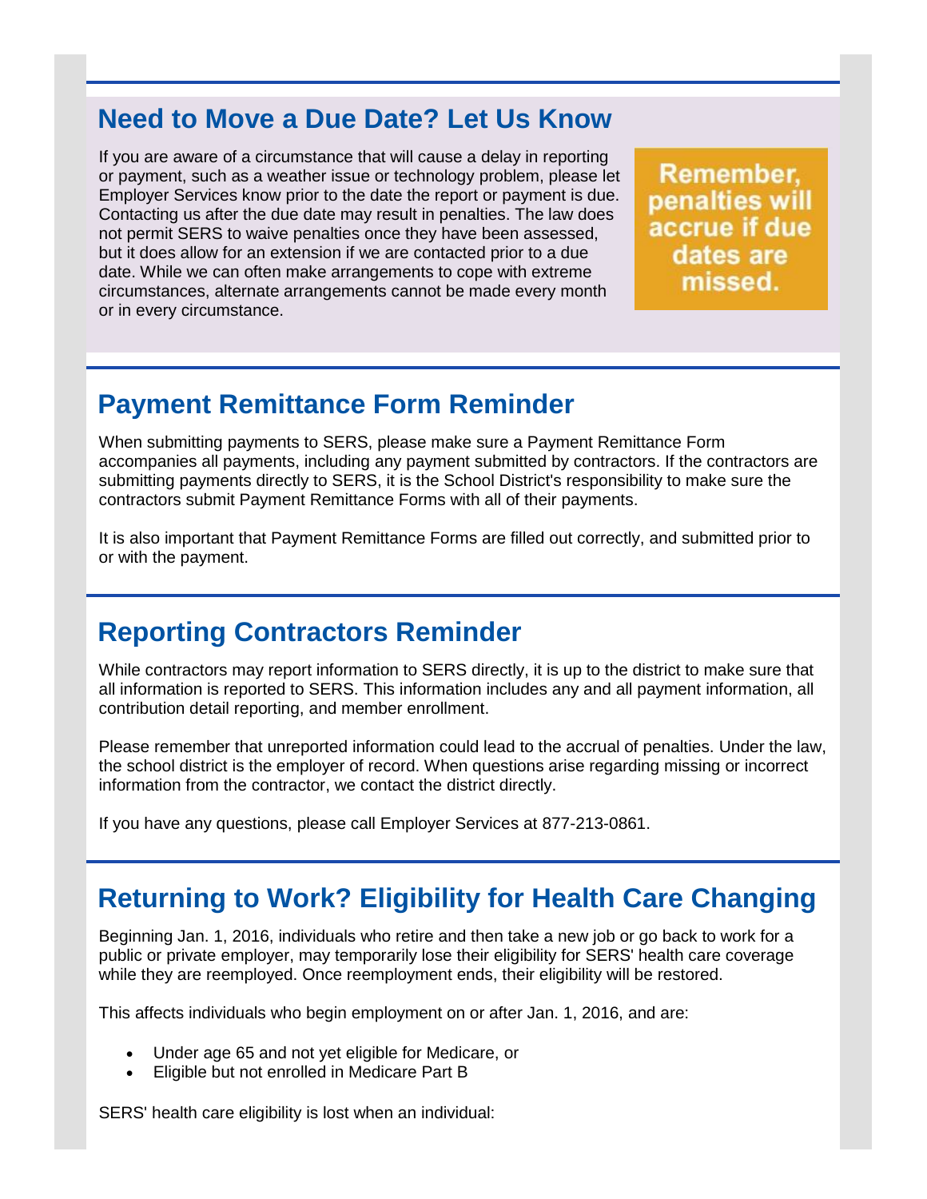## Need to Move a Due Date? Let Us Know

If you are aware of a circumstance that will cause a delay in reporting or payment, such as a weather issue or technology problem, please let Employer Services know prior to the date the report or payment is due. Contacting us after the due date may result in penalties. The law does not permit SERS to waive penalties once they have been assessed, but it does allow for an extension if we are contacted prior to a due date. While we can often make arrangements to cope with extreme circumstances, alternate arrangements cannot be made every month or in every circumstance.

**Remember, penalties will accrue if due dates are missed.**

## Payment Remittance Form Reminder

When submitting payments to SERS, please make sure a Payment Remittance Form accompanies all payments, including any payment submitted by contractors. If the contractors are submitting payments directly to SERS, it is the School District's responsibility to make sure the contractors submit Payment Remittance Forms with all of their payments.

It is also important that Payment Remittance Forms are filled out correctly, and submitted prior to or with the payment.

## Reporting Contractors Reminder

While contractors may report information to SERS directly, it is up to the district to make sure that all information is reported to SERS. This information includes any and all payment information, all contribution detail reporting, and member enrollment.

Please remember that unreported information could lead to the accrual of penalties. Under the law, the school district is the employer of record. When questions arise regarding missing or incorrect information from the contractor, we contact the district directly.

If you have any questions, please call Employer Services at 877-213-0861.

## Returning to Work? Eligibility for Health Care Changing

Beginning Jan. 1, 2016, individuals who retire and then take a new job or go back to work for a public or private employer, may temporarily lose their eligibility for SERS' health care coverage while they are reemployed. Once reemployment ends, their eligibility will be restored.

This affects individuals who begin employment on or after Jan. 1, 2016, and are:

- Under age 65 and not yet eligible for Medicare, or
- Eligible but not enrolled in Medicare Part B

SERS' health care eligibility is lost when an individual: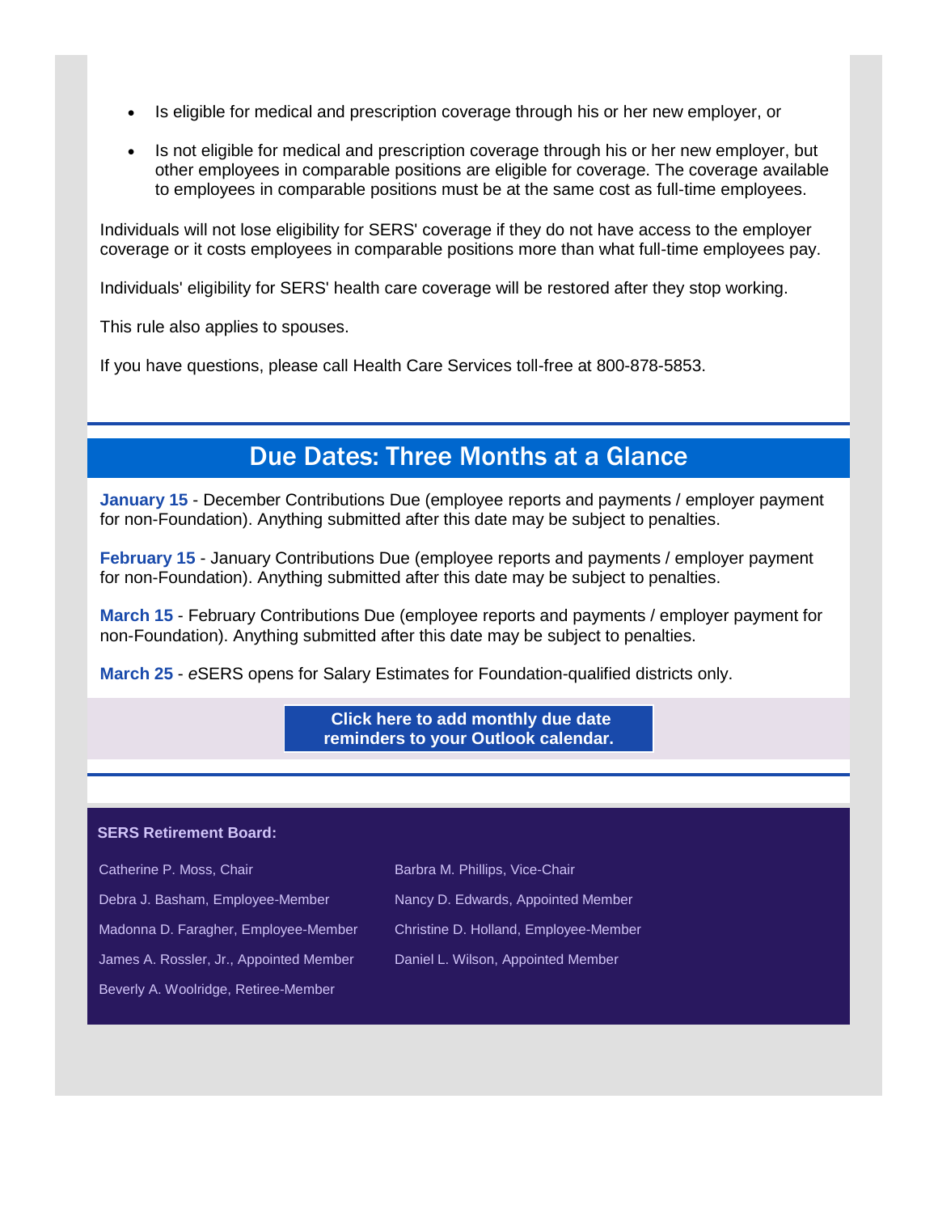- Is eligible for medical and prescription coverage through his or her new employer, or
- Is not eligible for medical and prescription coverage through his or her new employer, but other employees in comparable positions are eligible for coverage. The coverage available to employees in comparable positions must be at the same cost as full-time employees.

Individuals will not lose eligibility for SERS' coverage if they do not have access to the employer coverage or it costs employees in comparable positions more than what full-time employees pay.

Individuals' eligibility for SERS' health care coverage will be restored after they stop working.

This rule also applies to spouses.

If you have questions, please call Health Care Services toll-free at 800-878-5853.

## Due Dates: Three Months at a Glance

**January 15** - December Contributions Due (employee reports and payments / employer payment for non-Foundation). Anything submitted after this date may be subject to penalties.

**February 15** - January Contributions Due (employee reports and payments / employer payment for non-Foundation). Anything submitted after this date may be subject to penalties.

**March 15** - February Contributions Due (employee reports and payments / employer payment for non-Foundation). Anything submitted after this date may be subject to penalties.

**March 25** - *e*SERS opens for Salary Estimates for Foundation-qualified districts only.

**Click here to add monthly due date reminders to your Outlook calendar.**

**SERS Retirement Board:**

Catherine P. Moss, Chair

Barbra M. Phillips, Vice-Chair

Debra J. Basham, Employee-Member

Nancy D. Edwards, Appointed Member

Madonna D. Faragher, Employee-Member

Christine D. Holland, Employee-Member

James A. Rossler, Jr., Appointed Member

Daniel L. Wilson, Appointed Member

Beverly A. Woolridge, Retiree-Member